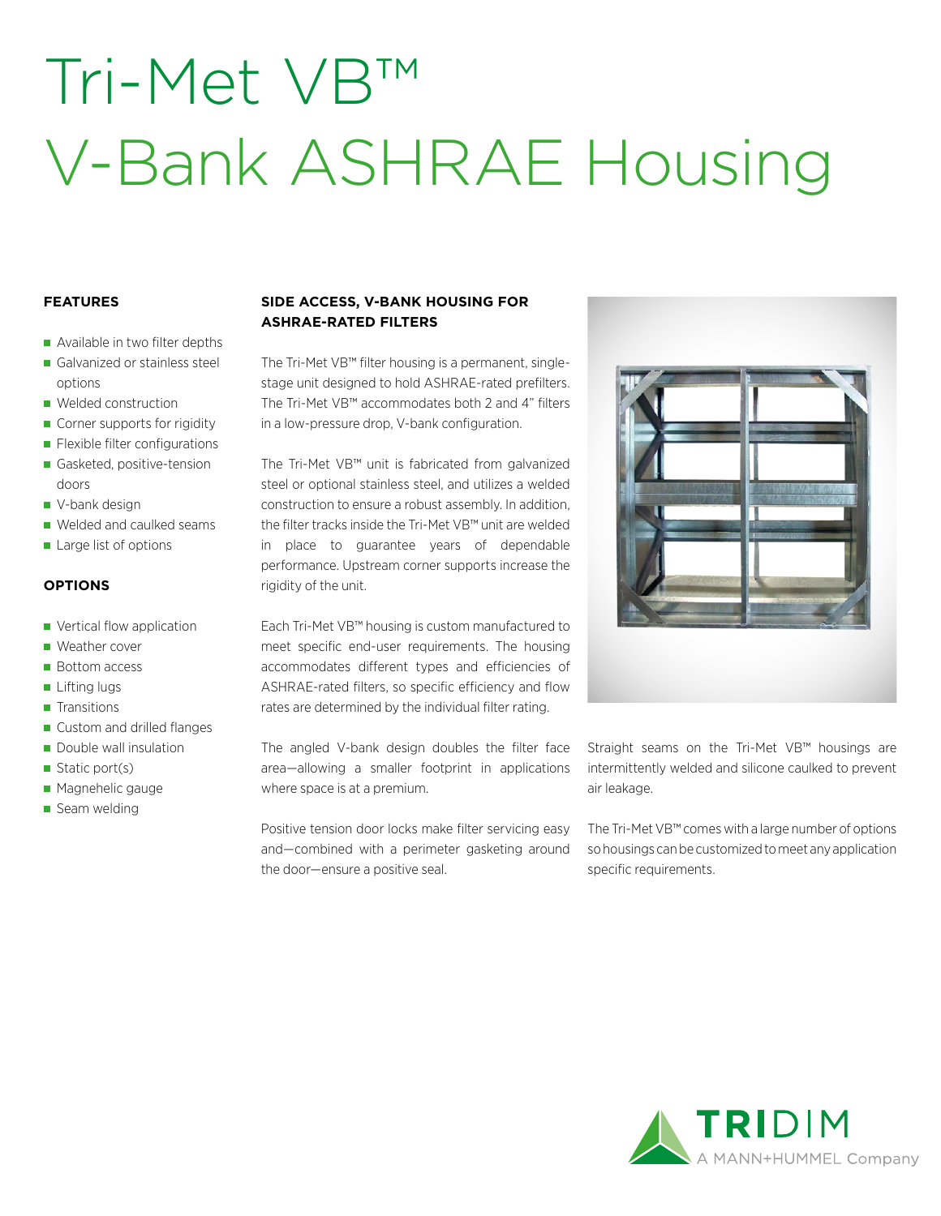# Tri-Met VB™ V-Bank ASHRAE Housing

### FEATURES

- Available in two filter depths
- Galvanized or stainless steel options
- Welded construction
- Corner supports for rigidity
- Flexible filter configurations
- Gasketed, positive-tension doors
- V-bank design
- Welded and caulked seams
- Large list of options

### OPTIONS

- Vertical flow application
- Weather cover
- Bottom access
- Lifting lugs
- Transitions
- Custom and drilled flanges
- Double wall insulation
- Static port(s)
- Magnehelic gauge
- Seam welding

### SIDE ACCESS, V-BANK HOUSING FOR ASHRAE-RATED FILTERS

The Tri-Met VB™ filter housing is a permanent, single-stage unit designed to hold ASHRAE-rated prefilters. The Tri-Met VB™ accommodates both 2 and 4" filters in a low-pressure drop, V-bank configuration.

The Tri-Met VB™ unit is fabricated from galvanized steel or optional stainless steel, and utilizes a welded construction to ensure a robust assembly. In addition, the filter tracks inside the Tri-Met VB™ unit are welded in place to guarantee years of dependable performance. Upstream corner supports increase the rigidity of the unit.

Each Tri-Met VB™ housing is custom manufactured to meet specific end-user requirements. The housing accommodates different types and efficiencies of ASHRAE-rated filters, so specific efficiency and flow rates are determined by the individual filter rating.

The angled V-bank design doubles the filter face area—allowing a smaller footprint in applications where space is at a premium.

Positive tension door locks make filter servicing easy and—combined with a perimeter gasketing around the door—ensure a positive seal.

Straight seams on the Tri-Met VB™ housings are intermittently welded and silicone caulked to prevent air leakage.

The Tri-Met VB™ comes with a large number of options so housings can be customized to meet any application specific requirements.

TRIDIM
A MANN+HUMMEL Company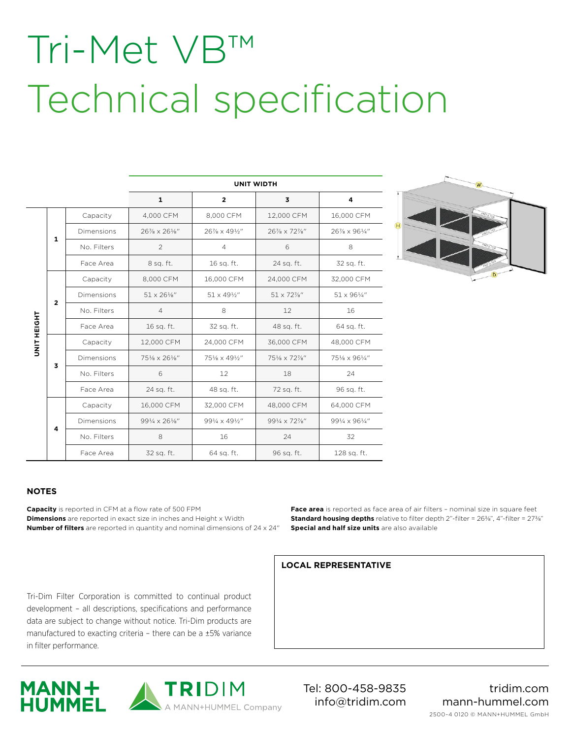# Tri-Met VB™ Technical specification

| UNIT HEIGHT | | | UNIT WIDTH | | | |
|---|---|---|---|---|---|---|
| | | | **1** | **2** | **3** | **4** |
| UNIT HEIGHT | **1** | Capacity | 4,000 CFM | 8,000 CFM | 12,000 CFM | 16,000 CFM |
| | | Dimensions | 26⅞ x 26⅛" | 26⅞ x 49½" | 26⅞ x 72⅞" | 26⅞ x 96¼" |
| | | No. Filters | 2 | 4 | 6 | 8 |
| | | Face Area | 8 sq. ft. | 16 sq. ft. | 24 sq. ft. | 32 sq. ft. |
| | **2** | Capacity | 8,000 CFM | 16,000 CFM | 24,000 CFM | 32,000 CFM |
| | | Dimensions | 51 x 26⅛" | 51 x 49½" | 51 x 72⅞" | 51 x 96¼" |
| | | No. Filters | 4 | 8 | 12 | 16 |
| | | Face Area | 16 sq. ft. | 32 sq. ft. | 48 sq. ft. | 64 sq. ft. |
| | **3** | Capacity | 12,000 CFM | 24,000 CFM | 36,000 CFM | 48,000 CFM |
| | | Dimensions | 75⅛ x 26⅛" | 75⅛ x 49½" | 75⅛ x 72⅞" | 75⅛ x 96¼" |
| | | No. Filters | 6 | 12 | 18 | 24 |
| | | Face Area | 24 sq. ft. | 48 sq. ft. | 72 sq. ft. | 96 sq. ft. |
| | **4** | Capacity | 16,000 CFM | 32,000 CFM | 48,000 CFM | 64,000 CFM |
| | | Dimensions | 99¼ x 26⅛" | 99¼ x 49½" | 99¼ x 72⅞" | 99¼ x 96¼" |
| | | No. Filters | 8 | 16 | 24 | 32 |
| | | Face Area | 32 sq. ft. | 64 sq. ft. | 96 sq. ft. | 128 sq. ft. |

W

H

D

## NOTES

**Capacity** is reported in CFM at a flow rate of 500 FPM
**Dimensions** are reported in exact size in inches and Height x Width
**Number of filters** are reported in quantity and nominal dimensions of 24 x 24"

**Face area** is reported as face area of air filters – nominal size in square feet
**Standard housing depths** relative to filter depth 2"-filter = 26⅜", 4"-filter = 27⅜"
**Special and half size units** are also available

**LOCAL REPRESENTATIVE**

Tri-Dim Filter Corporation is committed to continual product development – all descriptions, specifications and performance data are subject to change without notice. Tri-Dim products are manufactured to exacting criteria – there can be a ±5% variance in filter performance.

MANN+HUMMEL

TRIDIM
A MANN+HUMMEL Company

Tel: 800-458-9835
info@tridim.com

tridim.com
mann-hummel.com

2500-4 0120 © MANN+HUMMEL GmbH